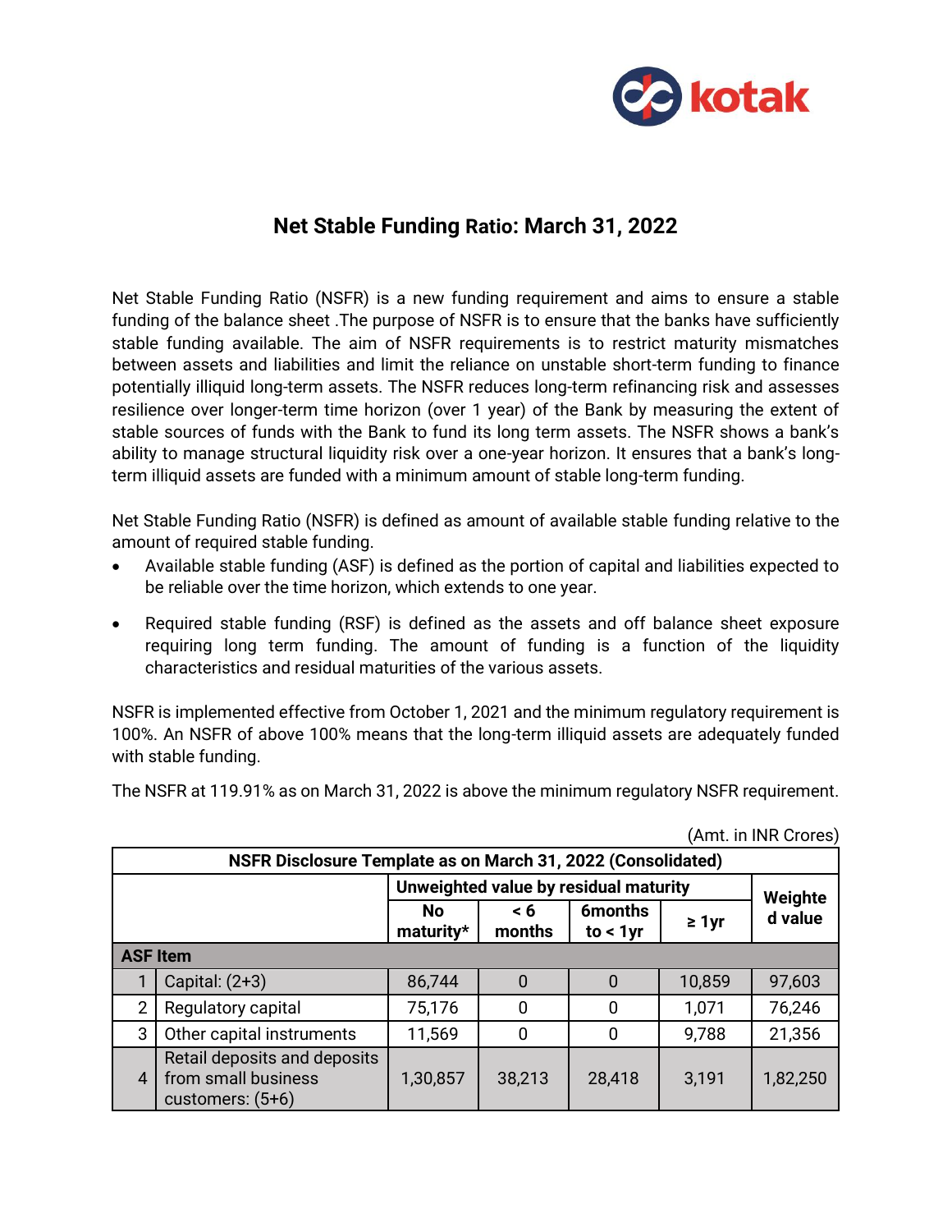# Net Stable Funding Ratio: March 31, 2022

Net Stable Funding Ratio (NSFR) is a new funding requirement and aims to ensure a stable funding of the balance sheet .The purpose of NSFR is to ensure that the banks have sufficiently stable funding available. The aim of NSFR requirements is to restrict maturity mismatches between assets and liabilities and limit the reliance on unstable short-term funding to finance potentially illiquid long-term assets. The NSFR reduces long-term refinancing risk and assesses resilience over longer-term time horizon (over 1 year) of the Bank by measuring the extent of stable sources of funds with the Bank to fund its long term assets. The NSFR shows a bank's ability to manage structural liquidity risk over a one-year horizon. It ensures that a bank's long-term illiquid assets are funded with a minimum amount of stable long-term funding.

Net Stable Funding Ratio (NSFR) is defined as amount of available stable funding relative to the amount of required stable funding.

- Available stable funding (ASF) is defined as the portion of capital and liabilities expected to be reliable over the time horizon, which extends to one year.
- Required stable funding (RSF) is defined as the assets and off balance sheet exposure requiring long term funding. The amount of funding is a function of the liquidity characteristics and residual maturities of the various assets.

NSFR is implemented effective from October 1, 2021 and the minimum regulatory requirement is 100%. An NSFR of above 100% means that the long-term illiquid assets are adequately funded with stable funding.

The NSFR at 119.91% as on March 31, 2022 is above the minimum regulatory NSFR requirement.

(Amt. in INR Crores)

| NSFR Disclosure Template as on March 31, 2022 (Consolidated) | | | | | | |
|---|---|---|---|---|---|---|
| | | Unweighted value by residual maturity | | | | Weighted value |
| | | No maturity* | < 6 months | 6months to < 1yr | ≥ 1yr | |
| **ASF Item** | | | | | | |
| 1 | Capital: (2+3) | 86,744 | 0 | 0 | 10,859 | 97,603 |
| 2 | Regulatory capital | 75,176 | 0 | 0 | 1,071 | 76,246 |
| 3 | Other capital instruments | 11,569 | 0 | 0 | 9,788 | 21,356 |
| 4 | Retail deposits and deposits from small business customers: (5+6) | 1,30,857 | 38,213 | 28,418 | 3,191 | 1,82,250 |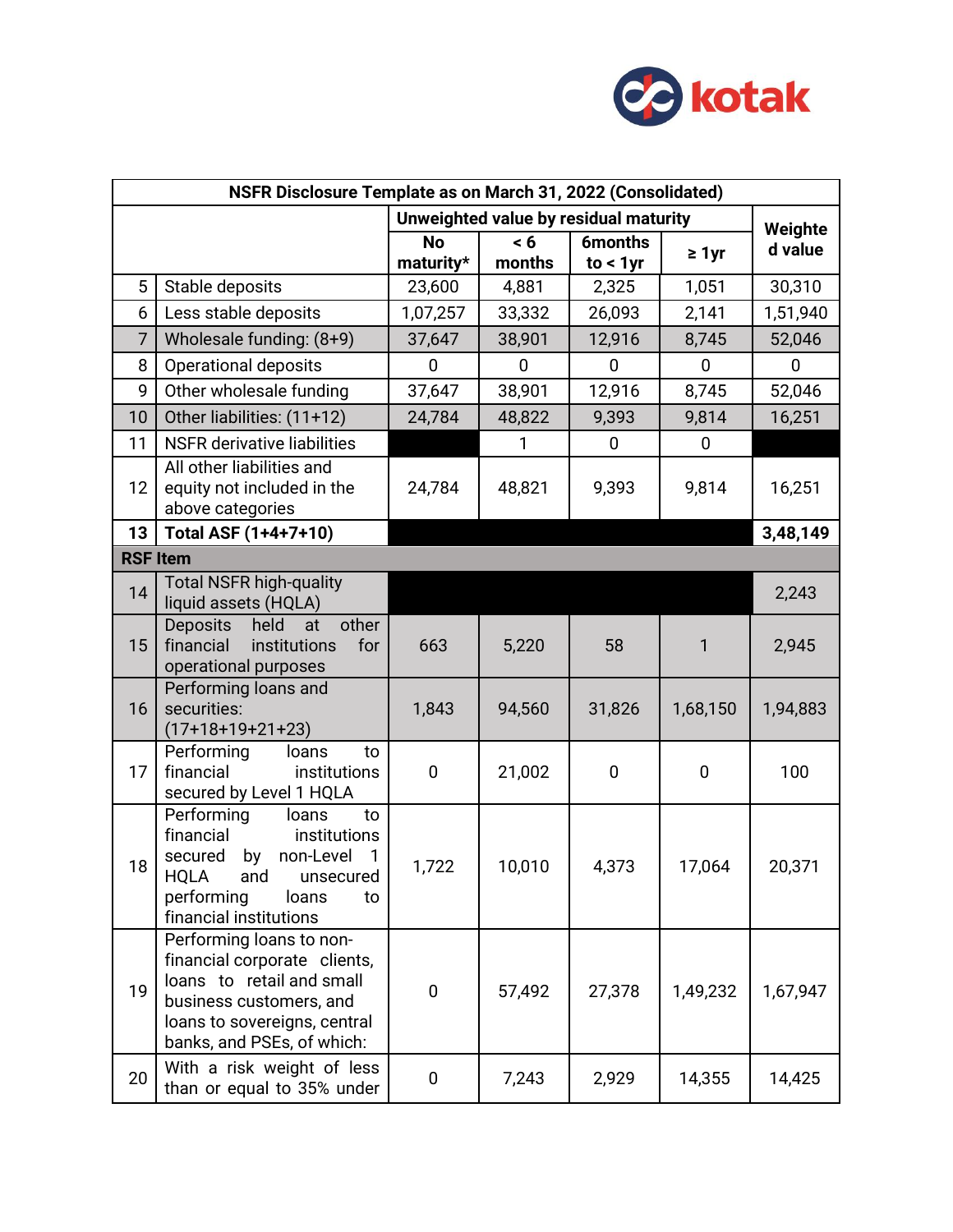| NSFR Disclosure Template as on March 31, 2022 (Consolidated) | | | | | | |
|---|---|---|---|---|---|---|
| | | Unweighted value by residual maturity | | | | Weighted value |
| | | No maturity* | < 6 months | 6months to < 1yr | ≥ 1yr | |
| 5 | Stable deposits | 23,600 | 4,881 | 2,325 | 1,051 | 30,310 |
| 6 | Less stable deposits | 1,07,257 | 33,332 | 26,093 | 2,141 | 1,51,940 |
| 7 | Wholesale funding: (8+9) | 37,647 | 38,901 | 12,916 | 8,745 | 52,046 |
| 8 | Operational deposits | 0 | 0 | 0 | 0 | 0 |
| 9 | Other wholesale funding | 37,647 | 38,901 | 12,916 | 8,745 | 52,046 |
| 10 | Other liabilities: (11+12) | 24,784 | 48,822 | 9,393 | 9,814 | 16,251 |
| 11 | NSFR derivative liabilities | | 1 | 0 | 0 | |
| 12 | All other liabilities and equity not included in the above categories | 24,784 | 48,821 | 9,393 | 9,814 | 16,251 |
| **13** | **Total ASF (1+4+7+10)** | | | | | **3,48,149** |
| **RSF Item** | | | | | | |
| 14 | Total NSFR high-quality liquid assets (HQLA) | | | | | 2,243 |
| 15 | Deposits held at other financial institutions for operational purposes | 663 | 5,220 | 58 | 1 | 2,945 |
| 16 | Performing loans and securities: (17+18+19+21+23) | 1,843 | 94,560 | 31,826 | 1,68,150 | 1,94,883 |
| 17 | Performing loans to financial institutions secured by Level 1 HQLA | 0 | 21,002 | 0 | 0 | 100 |
| 18 | Performing loans to financial institutions secured by non-Level 1 HQLA and unsecured performing loans to financial institutions | 1,722 | 10,010 | 4,373 | 17,064 | 20,371 |
| 19 | Performing loans to non-financial corporate clients, loans to retail and small business customers, and loans to sovereigns, central banks, and PSEs, of which: | 0 | 57,492 | 27,378 | 1,49,232 | 1,67,947 |
| 20 | With a risk weight of less than or equal to 35% under | 0 | 7,243 | 2,929 | 14,355 | 14,425 |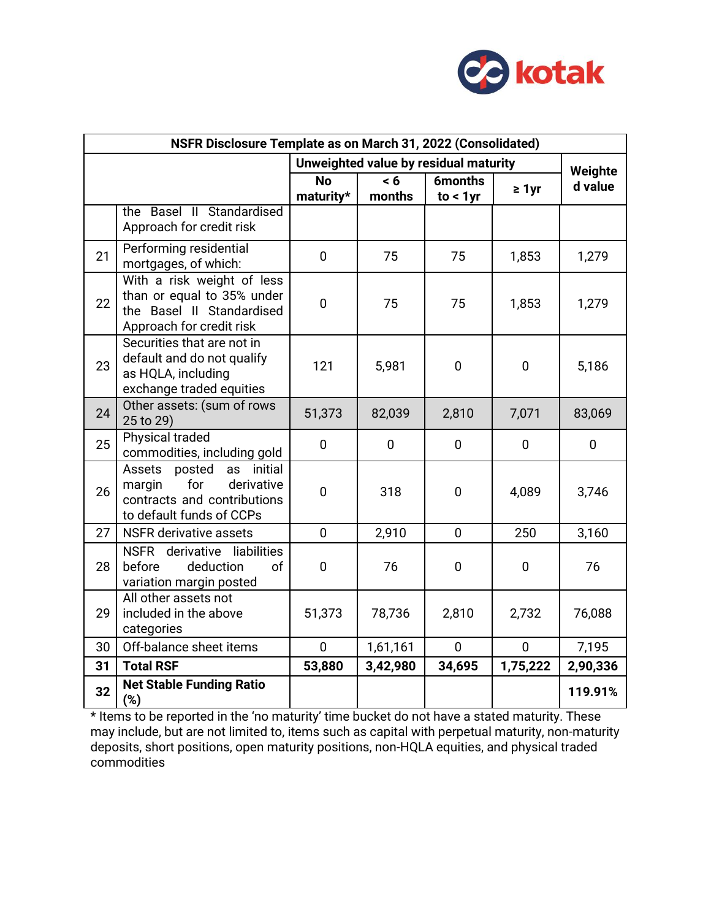| NSFR Disclosure Template as on March 31, 2022 (Consolidated) | | | | | | |
|---|---|---|---|---|---|---|
| | | Unweighted value by residual maturity | | | | Weighted value |
| | | No maturity* | < 6 months | 6months to < 1yr | ≥ 1yr | |
| | the Basel II Standardised Approach for credit risk | | | | | |
| 21 | Performing residential mortgages, of which: | 0 | 75 | 75 | 1,853 | 1,279 |
| 22 | With a risk weight of less than or equal to 35% under the Basel II Standardised Approach for credit risk | 0 | 75 | 75 | 1,853 | 1,279 |
| 23 | Securities that are not in default and do not qualify as HQLA, including exchange traded equities | 121 | 5,981 | 0 | 0 | 5,186 |
| 24 | Other assets: (sum of rows 25 to 29) | 51,373 | 82,039 | 2,810 | 7,071 | 83,069 |
| 25 | Physical traded commodities, including gold | 0 | 0 | 0 | 0 | 0 |
| 26 | Assets posted as initial margin for derivative contracts and contributions to default funds of CCPs | 0 | 318 | 0 | 4,089 | 3,746 |
| 27 | NSFR derivative assets | 0 | 2,910 | 0 | 250 | 3,160 |
| 28 | NSFR derivative liabilities before deduction of variation margin posted | 0 | 76 | 0 | 0 | 76 |
| 29 | All other assets not included in the above categories | 51,373 | 78,736 | 2,810 | 2,732 | 76,088 |
| 30 | Off-balance sheet items | 0 | 1,61,161 | 0 | 0 | 7,195 |
| **31** | **Total RSF** | **53,880** | **3,42,980** | **34,695** | **1,75,222** | **2,90,336** |
| **32** | **Net Stable Funding Ratio (%)** | | | | | **119.91%** |

* Items to be reported in the 'no maturity' time bucket do not have a stated maturity. These may include, but are not limited to, items such as capital with perpetual maturity, non-maturity deposits, short positions, open maturity positions, non-HQLA equities, and physical traded commodities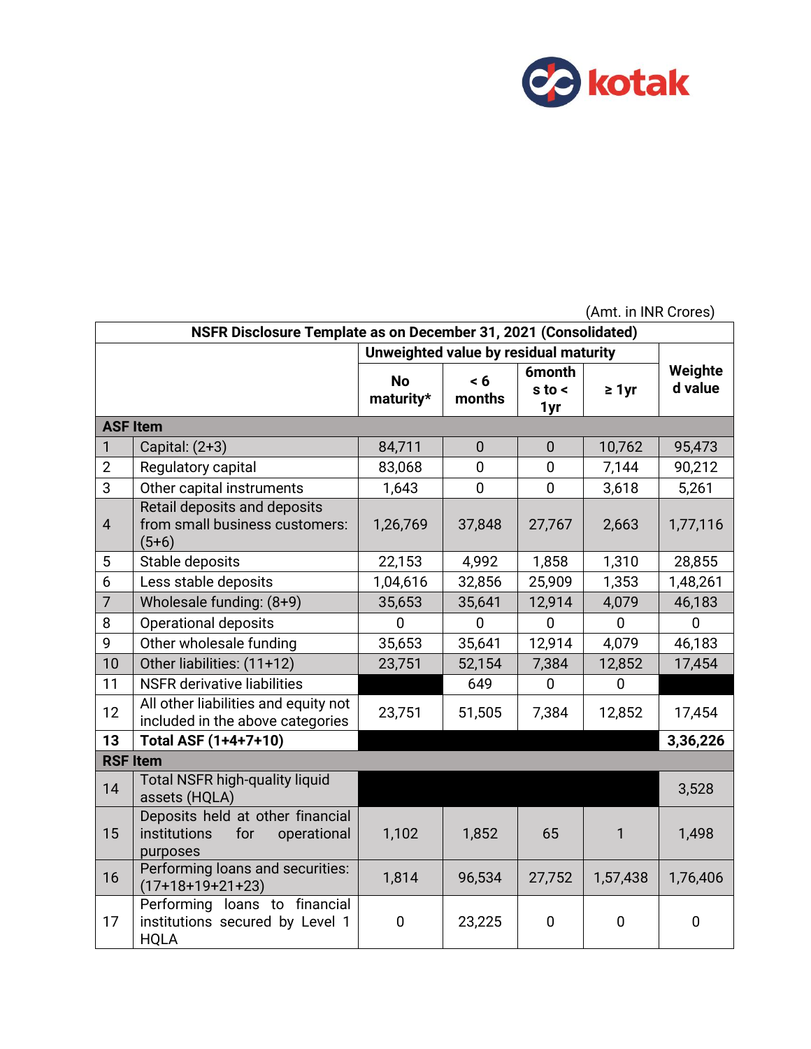(Amt. in INR Crores)

| NSFR Disclosure Template as on December 31, 2021 (Consolidated) | | | | | | |
|---|---|---|---|---|---|---|
| | | Unweighted value by residual maturity | | | | Weighted value |
| | | No maturity* | < 6 months | 6months to < 1yr | ≥ 1yr | |
| **ASF Item** | | | | | | |
| 1 | Capital: (2+3) | 84,711 | 0 | 0 | 10,762 | 95,473 |
| 2 | Regulatory capital | 83,068 | 0 | 0 | 7,144 | 90,212 |
| 3 | Other capital instruments | 1,643 | 0 | 0 | 3,618 | 5,261 |
| 4 | Retail deposits and deposits from small business customers: (5+6) | 1,26,769 | 37,848 | 27,767 | 2,663 | 1,77,116 |
| 5 | Stable deposits | 22,153 | 4,992 | 1,858 | 1,310 | 28,855 |
| 6 | Less stable deposits | 1,04,616 | 32,856 | 25,909 | 1,353 | 1,48,261 |
| 7 | Wholesale funding: (8+9) | 35,653 | 35,641 | 12,914 | 4,079 | 46,183 |
| 8 | Operational deposits | 0 | 0 | 0 | 0 | 0 |
| 9 | Other wholesale funding | 35,653 | 35,641 | 12,914 | 4,079 | 46,183 |
| 10 | Other liabilities: (11+12) | 23,751 | 52,154 | 7,384 | 12,852 | 17,454 |
| 11 | NSFR derivative liabilities | | 649 | 0 | 0 | |
| 12 | All other liabilities and equity not included in the above categories | 23,751 | 51,505 | 7,384 | 12,852 | 17,454 |
| **13** | **Total ASF (1+4+7+10)** | | | | | **3,36,226** |
| **RSF Item** | | | | | | |
| 14 | Total NSFR high-quality liquid assets (HQLA) | | | | | 3,528 |
| 15 | Deposits held at other financial institutions for operational purposes | 1,102 | 1,852 | 65 | 1 | 1,498 |
| 16 | Performing loans and securities: (17+18+19+21+23) | 1,814 | 96,534 | 27,752 | 1,57,438 | 1,76,406 |
| 17 | Performing loans to financial institutions secured by Level 1 HQLA | 0 | 23,225 | 0 | 0 | 0 |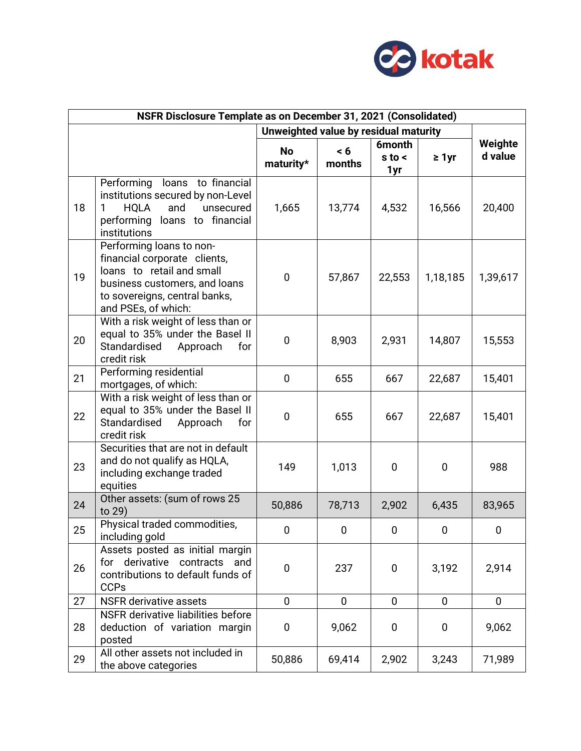| NSFR Disclosure Template as on December 31, 2021 (Consolidated) | | | | | | |
|---|---|---|---|---|---|---|
| | | Unweighted value by residual maturity | | | | Weighted value |
| | | No maturity* | < 6 months | 6months to < 1yr | ≥ 1yr | |
| 18 | Performing loans to financial institutions secured by non-Level 1 HQLA and unsecured performing loans to financial institutions | 1,665 | 13,774 | 4,532 | 16,566 | 20,400 |
| 19 | Performing loans to non-financial corporate clients, loans to retail and small business customers, and loans to sovereigns, central banks, and PSEs, of which: | 0 | 57,867 | 22,553 | 1,18,185 | 1,39,617 |
| 20 | With a risk weight of less than or equal to 35% under the Basel II Standardised Approach for credit risk | 0 | 8,903 | 2,931 | 14,807 | 15,553 |
| 21 | Performing residential mortgages, of which: | 0 | 655 | 667 | 22,687 | 15,401 |
| 22 | With a risk weight of less than or equal to 35% under the Basel II Standardised Approach for credit risk | 0 | 655 | 667 | 22,687 | 15,401 |
| 23 | Securities that are not in default and do not qualify as HQLA, including exchange traded equities | 149 | 1,013 | 0 | 0 | 988 |
| 24 | Other assets: (sum of rows 25 to 29) | 50,886 | 78,713 | 2,902 | 6,435 | 83,965 |
| 25 | Physical traded commodities, including gold | 0 | 0 | 0 | 0 | 0 |
| 26 | Assets posted as initial margin for derivative contracts and contributions to default funds of CCPs | 0 | 237 | 0 | 3,192 | 2,914 |
| 27 | NSFR derivative assets | 0 | 0 | 0 | 0 | 0 |
| 28 | NSFR derivative liabilities before deduction of variation margin posted | 0 | 9,062 | 0 | 0 | 9,062 |
| 29 | All other assets not included in the above categories | 50,886 | 69,414 | 2,902 | 3,243 | 71,989 |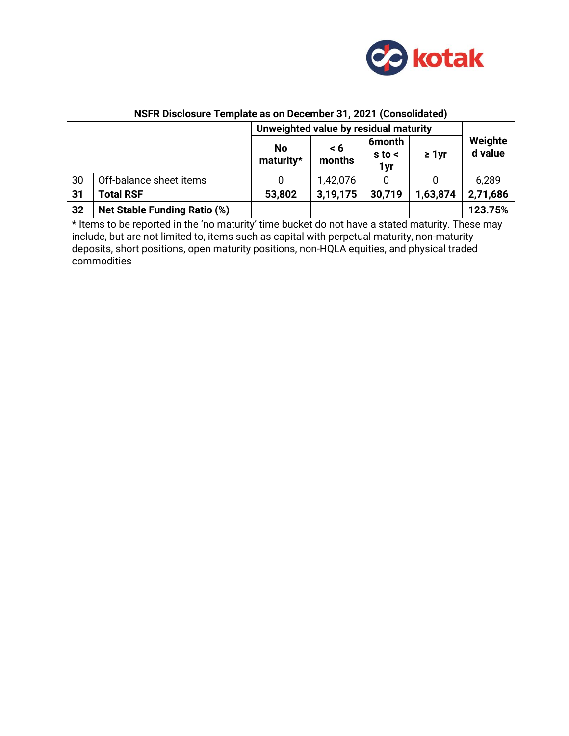| NSFR Disclosure Template as on December 31, 2021 (Consolidated) | | | | | | |
|---|---|---|---|---|---|---|
| | | Unweighted value by residual maturity | | | | Weighted value |
| | | No maturity* | < 6 months | 6months to < 1yr | ≥ 1yr | |
| 30 | Off-balance sheet items | 0 | 1,42,076 | 0 | 0 | 6,289 |
| **31** | **Total RSF** | **53,802** | **3,19,175** | **30,719** | **1,63,874** | **2,71,686** |
| **32** | **Net Stable Funding Ratio (%)** | | | | | **123.75%** |

* Items to be reported in the 'no maturity' time bucket do not have a stated maturity. These may include, but are not limited to, items such as capital with perpetual maturity, non-maturity deposits, short positions, open maturity positions, non-HQLA equities, and physical traded commodities